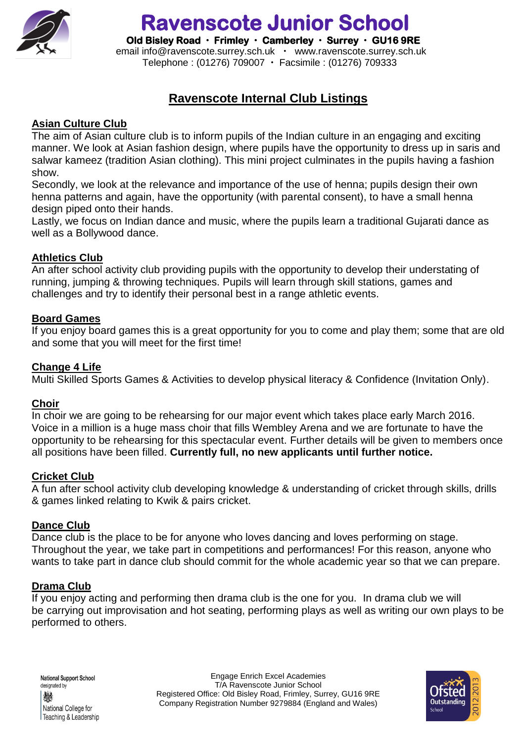# Ravenscote Junior School

**Old Bisley Road · Frimley · Camberley · Surrey · GU16 9RE**

email info@ravenscote.surrey.sch.uk · www.ravenscote.surrey.sch.uk

Telephone : (01276) 709007 · Facsimile : (01276) 709333

## Ravenscote Internal Club Listings

### Asian Culture Club

The aim of Asian culture club is to inform pupils of the Indian culture in an engaging and exciting manner. We look at Asian fashion design, where pupils have the opportunity to dress up in saris and salwar kameez (tradition Asian clothing). This mini project culminates in the pupils having a fashion show.

Secondly, we look at the relevance and importance of the use of henna; pupils design their own henna patterns and again, have the opportunity (with parental consent), to have a small henna design piped onto their hands.

Lastly, we focus on Indian dance and music, where the pupils learn a traditional Gujarati dance as well as a Bollywood dance.

### Athletics Club

An after school activity club providing pupils with the opportunity to develop their understating of running, jumping & throwing techniques. Pupils will learn through skill stations, games and challenges and try to identify their personal best in a range athletic events.

### Board Games

If you enjoy board games this is a great opportunity for you to come and play them; some that are old and some that you will meet for the first time!

### Change 4 Life

Multi Skilled Sports Games & Activities to develop physical literacy & Confidence (Invitation Only).

### Choir

In choir we are going to be rehearsing for our major event which takes place early March 2016. Voice in a million is a huge mass choir that fills Wembley Arena and we are fortunate to have the opportunity to be rehearsing for this spectacular event. Further details will be given to members once all positions have been filled. **Currently full, no new applicants until further notice.**

### Cricket Club

A fun after school activity club developing knowledge & understanding of cricket through skills, drills & games linked relating to Kwik & pairs cricket.

### Dance Club

Dance club is the place to be for anyone who loves dancing and loves performing on stage. Throughout the year, we take part in competitions and performances! For this reason, anyone who wants to take part in dance club should commit for the whole academic year so that we can prepare.

### Drama Club

If you enjoy acting and performing then drama club is the one for you. In drama club we will be carrying out improvisation and hot seating, performing plays as well as writing our own plays to be performed to others.

National Support School designated by National College for Teaching & Leadership

Engage Enrich Excel Academies
T/A Ravenscote Junior School
Registered Office: Old Bisley Road, Frimley, Surrey, GU16 9RE
Company Registration Number 9279884 (England and Wales)

Ofsted Outstanding School 2012|2013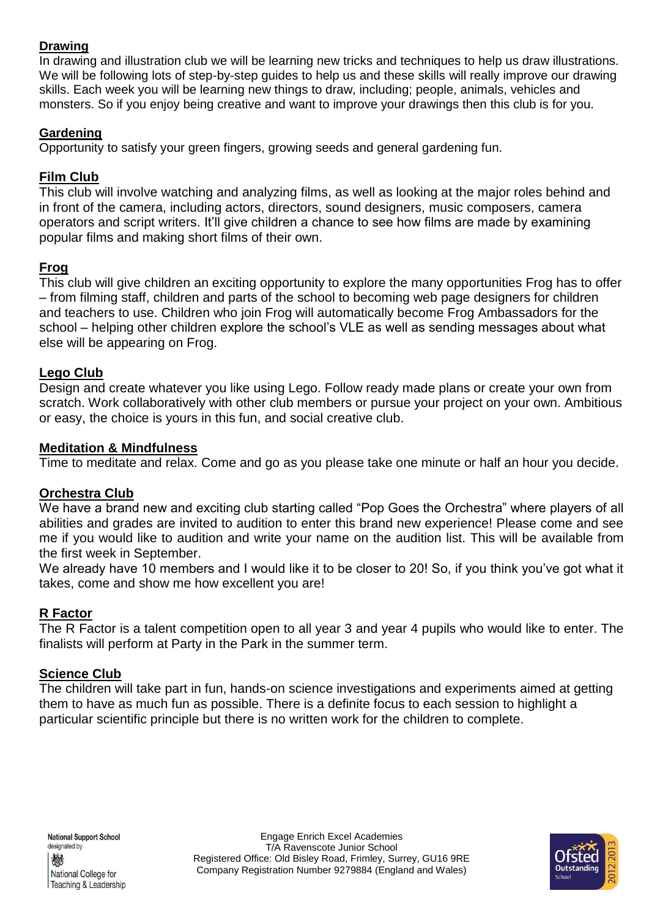**Drawing**
In drawing and illustration club we will be learning new tricks and techniques to help us draw illustrations. We will be following lots of step-by-step guides to help us and these skills will really improve our drawing skills. Each week you will be learning new things to draw, including; people, animals, vehicles and monsters. So if you enjoy being creative and want to improve your drawings then this club is for you.

**Gardening**
Opportunity to satisfy your green fingers, growing seeds and general gardening fun.

**Film Club**
This club will involve watching and analyzing films, as well as looking at the major roles behind and in front of the camera, including actors, directors, sound designers, music composers, camera operators and script writers. It'll give children a chance to see how films are made by examining popular films and making short films of their own.

**Frog**
This club will give children an exciting opportunity to explore the many opportunities Frog has to offer – from filming staff, children and parts of the school to becoming web page designers for children and teachers to use. Children who join Frog will automatically become Frog Ambassadors for the school – helping other children explore the school's VLE as well as sending messages about what else will be appearing on Frog.

**Lego Club**
Design and create whatever you like using Lego. Follow ready made plans or create your own from scratch. Work collaboratively with other club members or pursue your project on your own. Ambitious or easy, the choice is yours in this fun, and social creative club.

**Meditation & Mindfulness**
Time to meditate and relax. Come and go as you please take one minute or half an hour you decide.

**Orchestra Club**
We have a brand new and exciting club starting called "Pop Goes the Orchestra" where players of all abilities and grades are invited to audition to enter this brand new experience! Please come and see me if you would like to audition and write your name on the audition list. This will be available from the first week in September.
We already have 10 members and I would like it to be closer to 20! So, if you think you've got what it takes, come and show me how excellent you are!

**R Factor**
The R Factor is a talent competition open to all year 3 and year 4 pupils who would like to enter. The finalists will perform at Party in the Park in the summer term.

**Science Club**
The children will take part in fun, hands-on science investigations and experiments aimed at getting them to have as much fun as possible. There is a definite focus to each session to highlight a particular scientific principle but there is no written work for the children to complete.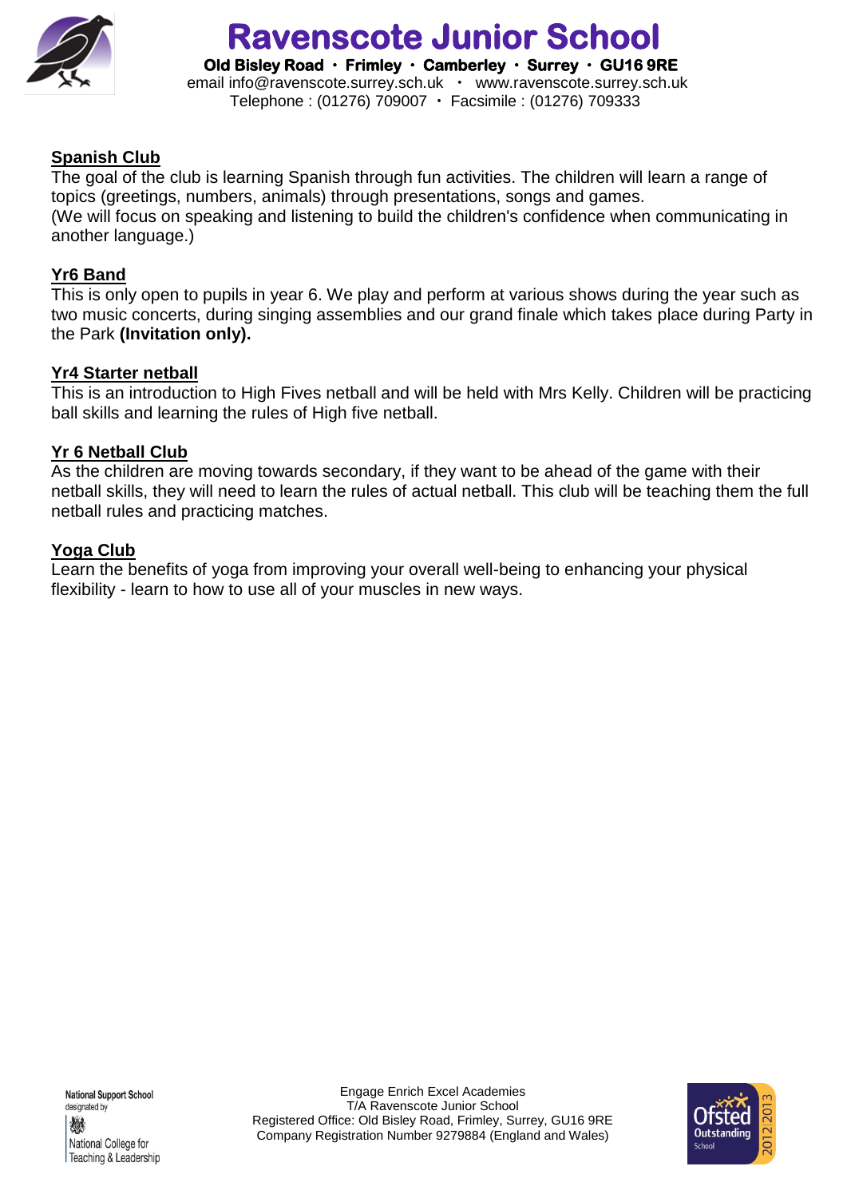## Spanish Club

The goal of the club is learning Spanish through fun activities. The children will learn a range of topics (greetings, numbers, animals) through presentations, songs and games.
(We will focus on speaking and listening to build the children's confidence when communicating in another language.)

## Yr6 Band

This is only open to pupils in year 6. We play and perform at various shows during the year such as two music concerts, during singing assemblies and our grand finale which takes place during Party in the Park **(Invitation only).**

## Yr4 Starter netball

This is an introduction to High Fives netball and will be held with Mrs Kelly. Children will be practicing ball skills and learning the rules of High five netball.

## Yr 6 Netball Club

As the children are moving towards secondary, if they want to be ahead of the game with their netball skills, they will need to learn the rules of actual netball. This club will be teaching them the full netball rules and practicing matches.

## Yoga Club

Learn the benefits of yoga from improving your overall well-being to enhancing your physical flexibility - learn to how to use all of your muscles in new ways.